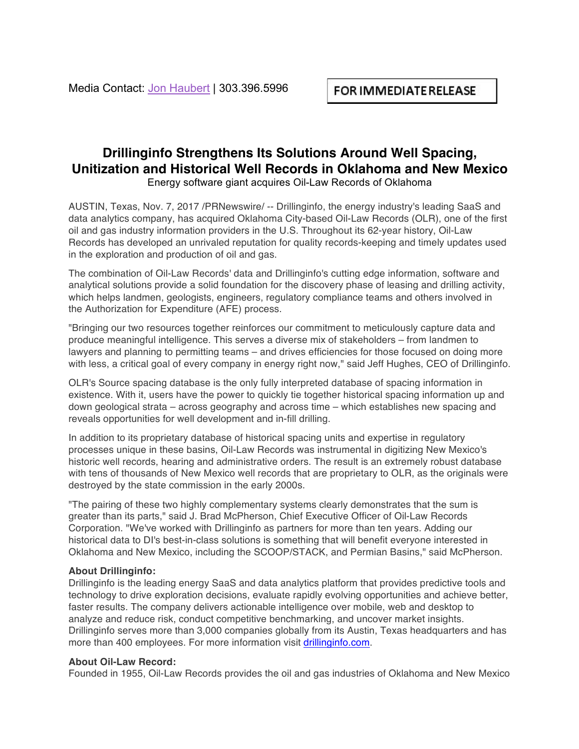Media Contact: [Jon Haubert](#) | 303.396.5996

**FOR IMMEDIATE RELEASE**

# Drillinginfo Strengthens Its Solutions Around Well Spacing, Unitization and Historical Well Records in Oklahoma and New Mexico

Energy software giant acquires Oil-Law Records of Oklahoma

AUSTIN, Texas, Nov. 7, 2017 /PRNewswire/ -- Drillinginfo, the energy industry's leading SaaS and data analytics company, has acquired Oklahoma City-based Oil-Law Records (OLR), one of the first oil and gas industry information providers in the U.S. Throughout its 62-year history, Oil-Law Records has developed an unrivaled reputation for quality records-keeping and timely updates used in the exploration and production of oil and gas.

The combination of Oil-Law Records' data and Drillinginfo's cutting edge information, software and analytical solutions provide a solid foundation for the discovery phase of leasing and drilling activity, which helps landmen, geologists, engineers, regulatory compliance teams and others involved in the Authorization for Expenditure (AFE) process.

"Bringing our two resources together reinforces our commitment to meticulously capture data and produce meaningful intelligence. This serves a diverse mix of stakeholders – from landmen to lawyers and planning to permitting teams – and drives efficiencies for those focused on doing more with less, a critical goal of every company in energy right now," said Jeff Hughes, CEO of Drillinginfo.

OLR's Source spacing database is the only fully interpreted database of spacing information in existence. With it, users have the power to quickly tie together historical spacing information up and down geological strata – across geography and across time – which establishes new spacing and reveals opportunities for well development and in-fill drilling.

In addition to its proprietary database of historical spacing units and expertise in regulatory processes unique in these basins, Oil-Law Records was instrumental in digitizing New Mexico's historic well records, hearing and administrative orders. The result is an extremely robust database with tens of thousands of New Mexico well records that are proprietary to OLR, as the originals were destroyed by the state commission in the early 2000s.

"The pairing of these two highly complementary systems clearly demonstrates that the sum is greater than its parts," said J. Brad McPherson, Chief Executive Officer of Oil-Law Records Corporation. "We've worked with Drillinginfo as partners for more than ten years. Adding our historical data to DI's best-in-class solutions is something that will benefit everyone interested in Oklahoma and New Mexico, including the SCOOP/STACK, and Permian Basins," said McPherson.

**About Drillinginfo:**
Drillinginfo is the leading energy SaaS and data analytics platform that provides predictive tools and technology to drive exploration decisions, evaluate rapidly evolving opportunities and achieve better, faster results. The company delivers actionable intelligence over mobile, web and desktop to analyze and reduce risk, conduct competitive benchmarking, and uncover market insights. Drillinginfo serves more than 3,000 companies globally from its Austin, Texas headquarters and has more than 400 employees. For more information visit [drillinginfo.com](#).

**About Oil-Law Record:**
Founded in 1955, Oil-Law Records provides the oil and gas industries of Oklahoma and New Mexico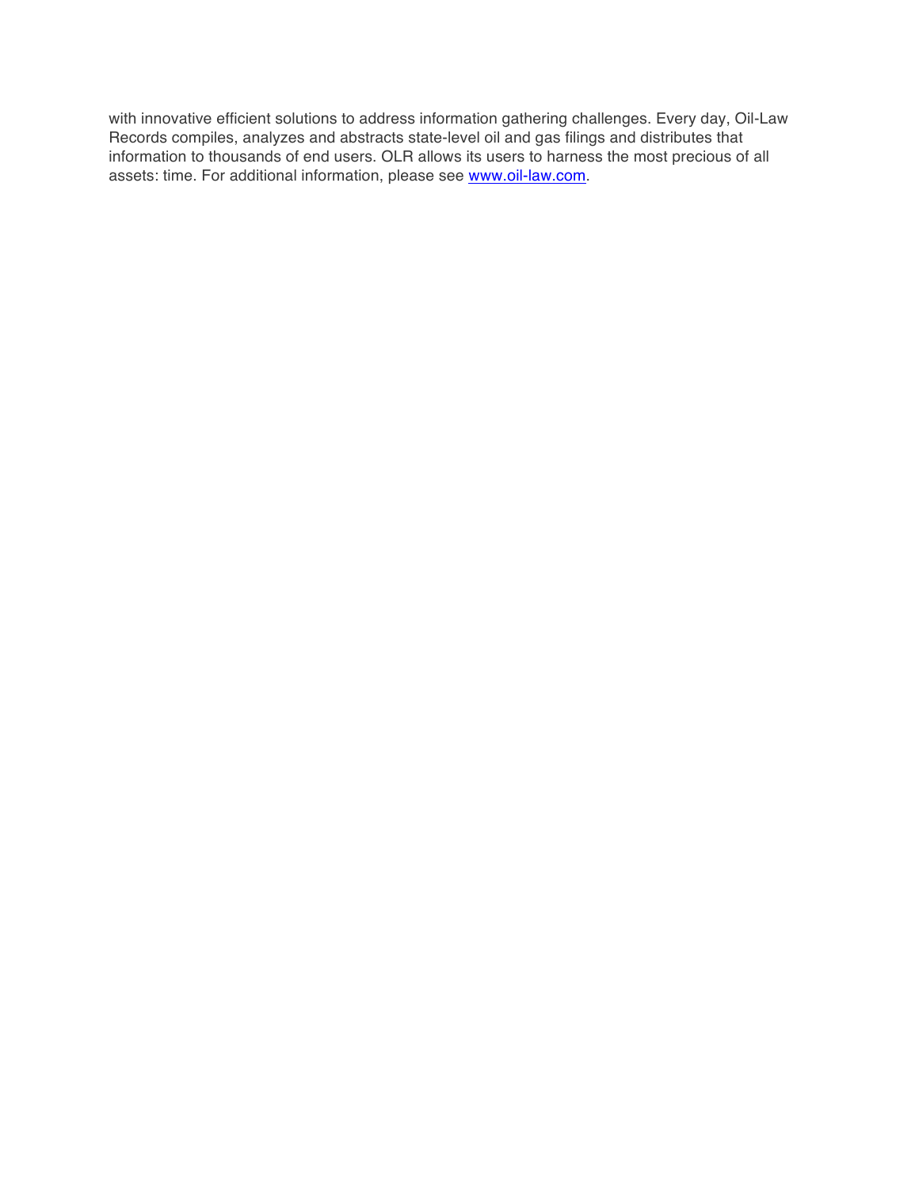with innovative efficient solutions to address information gathering challenges. Every day, Oil-Law Records compiles, analyzes and abstracts state-level oil and gas filings and distributes that information to thousands of end users. OLR allows its users to harness the most precious of all assets: time. For additional information, please see [www.oil-law.com](http://www.oil-law.com).